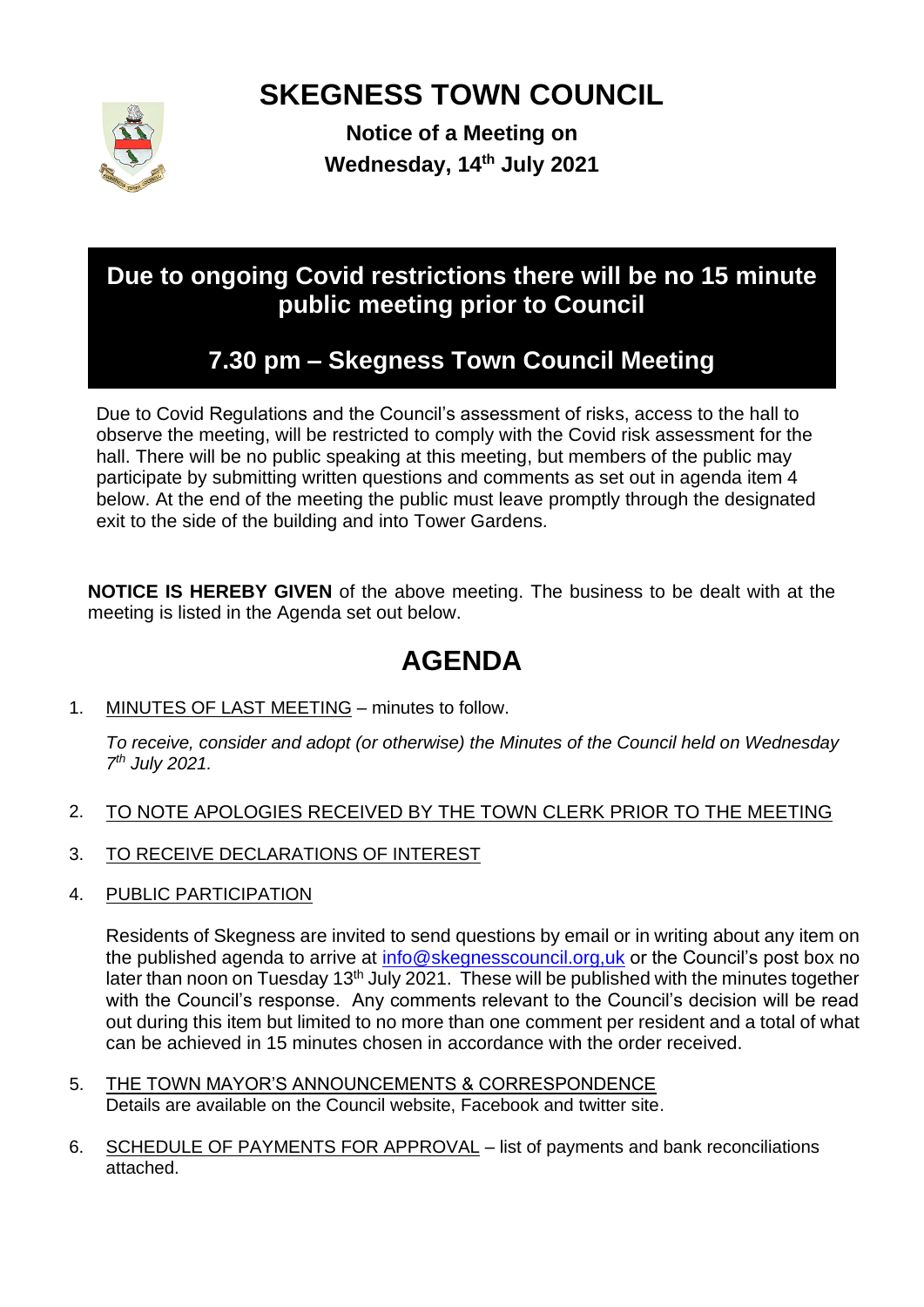# SKEGNESS TOWN COUNCIL

**Notice of a Meeting on**
**Wednesday, 14th July 2021**

## Due to ongoing Covid restrictions there will be no 15 minute public meeting prior to Council

## 7.30 pm – Skegness Town Council Meeting

Due to Covid Regulations and the Council's assessment of risks, access to the hall to observe the meeting, will be restricted to comply with the Covid risk assessment for the hall. There will be no public speaking at this meeting, but members of the public may participate by submitting written questions and comments as set out in agenda item 4 below. At the end of the meeting the public must leave promptly through the designated exit to the side of the building and into Tower Gardens.

**NOTICE IS HEREBY GIVEN** of the above meeting. The business to be dealt with at the meeting is listed in the Agenda set out below.

# AGENDA

1. MINUTES OF LAST MEETING – minutes to follow.

   *To receive, consider and adopt (or otherwise) the Minutes of the Council held on Wednesday 7th July 2021.*

2. TO NOTE APOLOGIES RECEIVED BY THE TOWN CLERK PRIOR TO THE MEETING

3. TO RECEIVE DECLARATIONS OF INTEREST

4. PUBLIC PARTICIPATION

   Residents of Skegness are invited to send questions by email or in writing about any item on the published agenda to arrive at info@skegnesscouncil.org,uk or the Council's post box no later than noon on Tuesday 13th July 2021. These will be published with the minutes together with the Council's response. Any comments relevant to the Council's decision will be read out during this item but limited to no more than one comment per resident and a total of what can be achieved in 15 minutes chosen in accordance with the order received.

5. THE TOWN MAYOR'S ANNOUNCEMENTS & CORRESPONDENCE
   Details are available on the Council website, Facebook and twitter site.

6. SCHEDULE OF PAYMENTS FOR APPROVAL – list of payments and bank reconciliations attached.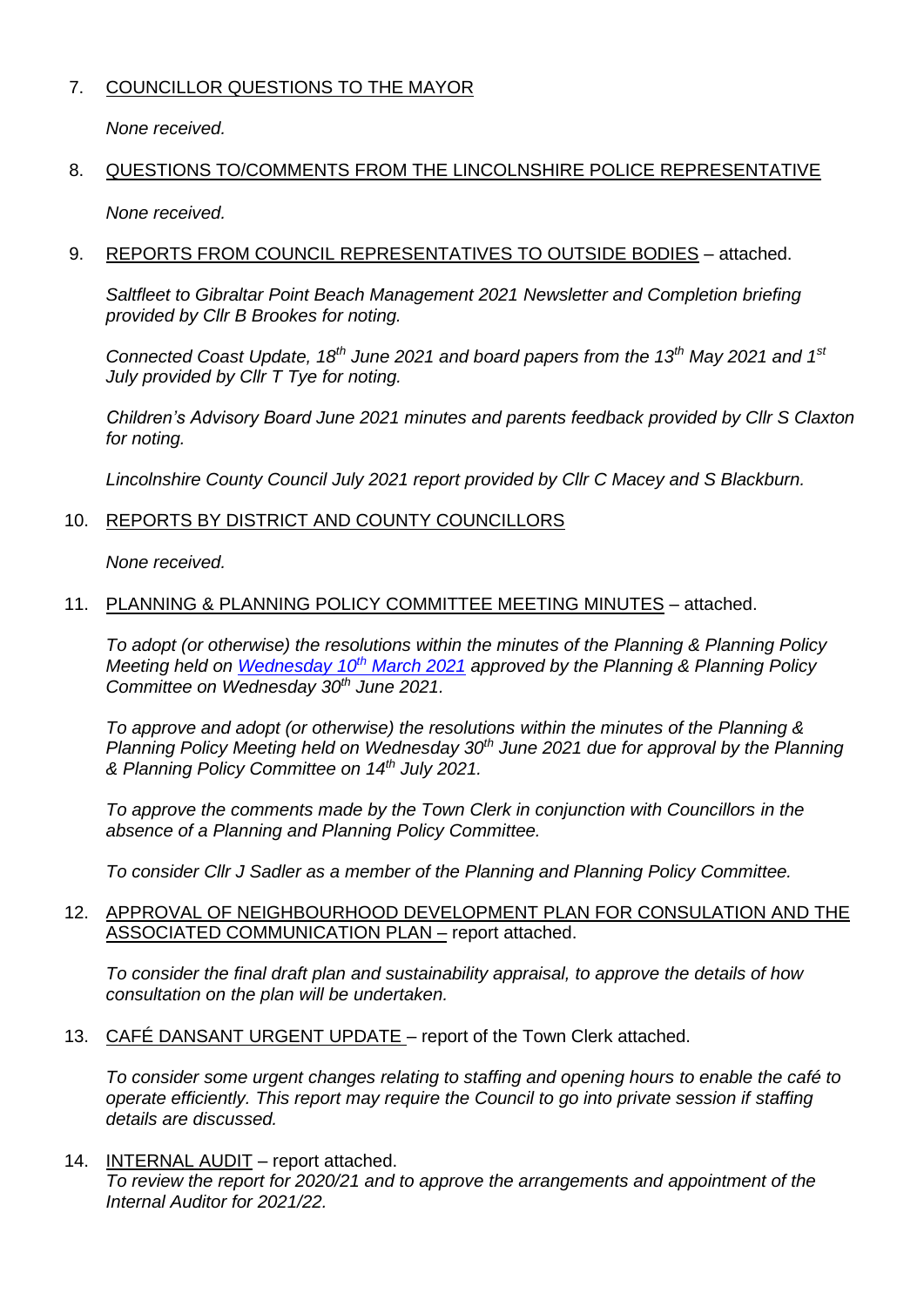7. <u>COUNCILLOR QUESTIONS TO THE MAYOR</u>

   *None received.*

8. <u>QUESTIONS TO/COMMENTS FROM THE LINCOLNSHIRE POLICE REPRESENTATIVE</u>

   *None received.*

9. <u>REPORTS FROM COUNCIL REPRESENTATIVES TO OUTSIDE BODIES</u> – attached.

   *Saltfleet to Gibraltar Point Beach Management 2021 Newsletter and Completion briefing provided by Cllr B Brookes for noting.*

   *Connected Coast Update, 18th June 2021 and board papers from the 13th May 2021 and 1st July provided by Cllr T Tye for noting.*

   *Children's Advisory Board June 2021 minutes and parents feedback provided by Cllr S Claxton for noting.*

   *Lincolnshire County Council July 2021 report provided by Cllr C Macey and S Blackburn.*

10. <u>REPORTS BY DISTRICT AND COUNTY COUNCILLORS</u>

    *None received.*

11. <u>PLANNING & PLANNING POLICY COMMITTEE MEETING MINUTES</u> – attached.

    *To adopt (or otherwise) the resolutions within the minutes of the Planning & Planning Policy Meeting held on Wednesday 10th March 2021 approved by the Planning & Planning Policy Committee on Wednesday 30th June 2021.*

    *To approve and adopt (or otherwise) the resolutions within the minutes of the Planning & Planning Policy Meeting held on Wednesday 30th June 2021 due for approval by the Planning & Planning Policy Committee on 14th July 2021.*

    *To approve the comments made by the Town Clerk in conjunction with Councillors in the absence of a Planning and Planning Policy Committee.*

    *To consider Cllr J Sadler as a member of the Planning and Planning Policy Committee.*

12. <u>APPROVAL OF NEIGHBOURHOOD DEVELOPMENT PLAN FOR CONSULATION AND THE ASSOCIATED COMMUNICATION PLAN –</u> report attached.

    *To consider the final draft plan and sustainability appraisal, to approve the details of how consultation on the plan will be undertaken.*

13. <u>CAFÉ DANSANT URGENT UPDATE</u> – report of the Town Clerk attached.

    *To consider some urgent changes relating to staffing and opening hours to enable the café to operate efficiently. This report may require the Council to go into private session if staffing details are discussed.*

14. <u>INTERNAL AUDIT</u> – report attached.
    *To review the report for 2020/21 and to approve the arrangements and appointment of the Internal Auditor for 2021/22.*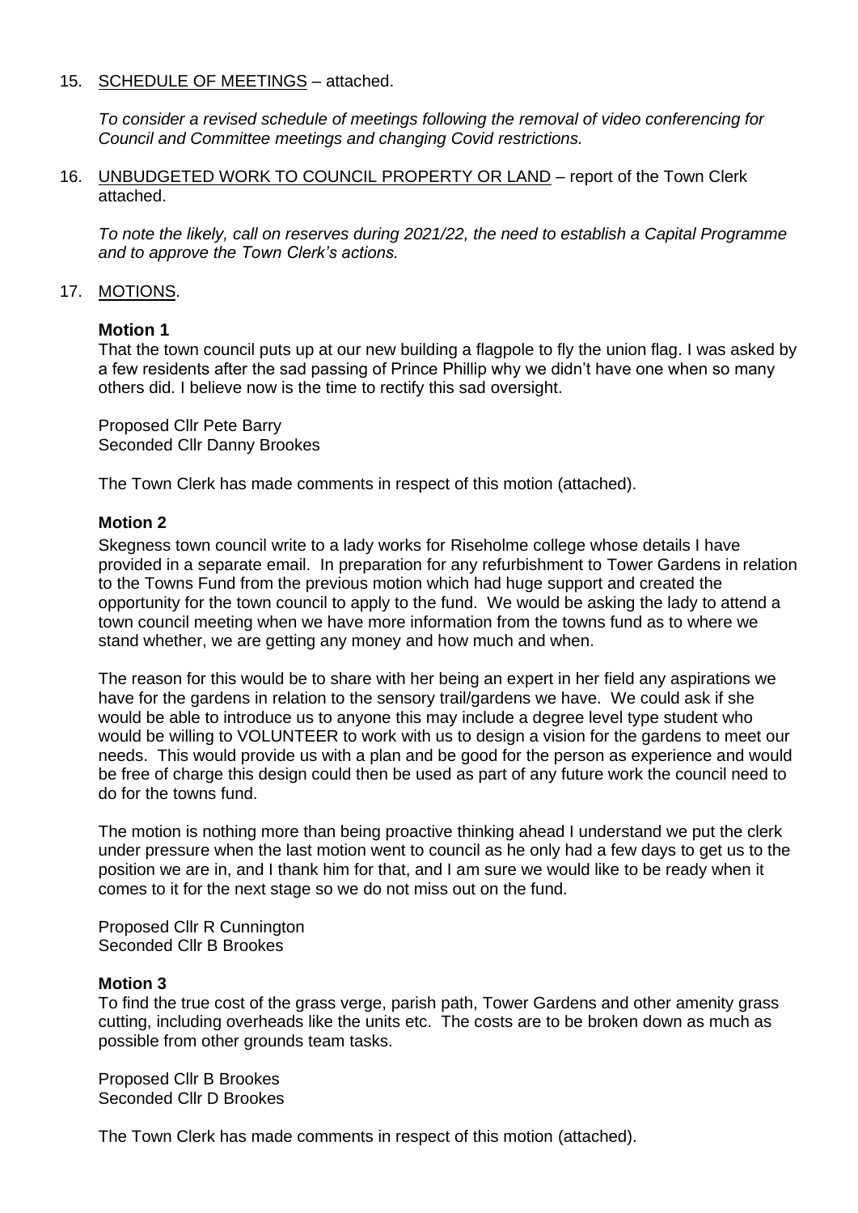15. <u>SCHEDULE OF MEETINGS</u> – attached.

    *To consider a revised schedule of meetings following the removal of video conferencing for Council and Committee meetings and changing Covid restrictions.*

16. <u>UNBUDGETED WORK TO COUNCIL PROPERTY OR LAND</u> – report of the Town Clerk attached.

    *To note the likely, call on reserves during 2021/22, the need to establish a Capital Programme and to approve the Town Clerk's actions.*

17. <u>MOTIONS</u>.

**Motion 1**

That the town council puts up at our new building a flagpole to fly the union flag. I was asked by a few residents after the sad passing of Prince Phillip why we didn't have one when so many others did. I believe now is the time to rectify this sad oversight.

Proposed Cllr Pete Barry
Seconded Cllr Danny Brookes

The Town Clerk has made comments in respect of this motion (attached).

**Motion 2**

Skegness town council write to a lady works for Riseholme college whose details I have provided in a separate email. In preparation for any refurbishment to Tower Gardens in relation to the Towns Fund from the previous motion which had huge support and created the opportunity for the town council to apply to the fund. We would be asking the lady to attend a town council meeting when we have more information from the towns fund as to where we stand whether, we are getting any money and how much and when.

The reason for this would be to share with her being an expert in her field any aspirations we have for the gardens in relation to the sensory trail/gardens we have. We could ask if she would be able to introduce us to anyone this may include a degree level type student who would be willing to VOLUNTEER to work with us to design a vision for the gardens to meet our needs. This would provide us with a plan and be good for the person as experience and would be free of charge this design could then be used as part of any future work the council need to do for the towns fund.

The motion is nothing more than being proactive thinking ahead I understand we put the clerk under pressure when the last motion went to council as he only had a few days to get us to the position we are in, and I thank him for that, and I am sure we would like to be ready when it comes to it for the next stage so we do not miss out on the fund.

Proposed Cllr R Cunnington
Seconded Cllr B Brookes

**Motion 3**

To find the true cost of the grass verge, parish path, Tower Gardens and other amenity grass cutting, including overheads like the units etc. The costs are to be broken down as much as possible from other grounds team tasks.

Proposed Cllr B Brookes
Seconded Cllr D Brookes

The Town Clerk has made comments in respect of this motion (attached).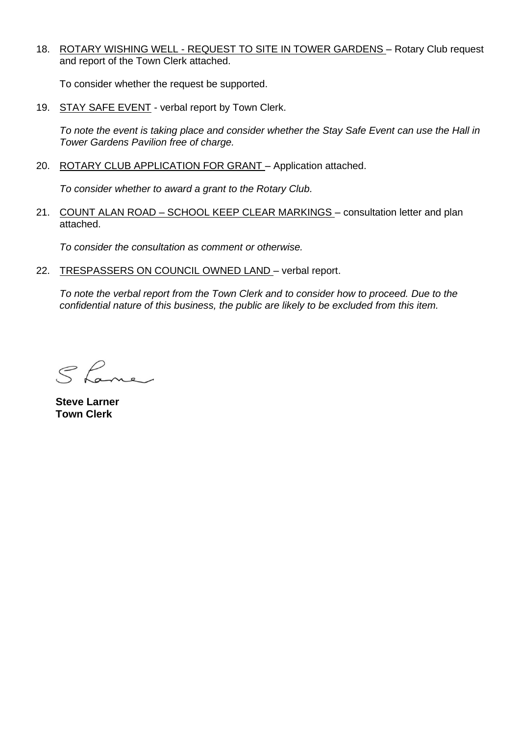18. <u>ROTARY WISHING WELL - REQUEST TO SITE IN TOWER GARDENS</u> – Rotary Club request and report of the Town Clerk attached.

    To consider whether the request be supported.

19. <u>STAY SAFE EVENT</u> - verbal report by Town Clerk.

    *To note the event is taking place and consider whether the Stay Safe Event can use the Hall in Tower Gardens Pavilion free of charge.*

20. <u>ROTARY CLUB APPLICATION FOR GRANT</u> – Application attached.

    *To consider whether to award a grant to the Rotary Club.*

21. <u>COUNT ALAN ROAD – SCHOOL KEEP CLEAR MARKINGS</u> – consultation letter and plan attached.

    *To consider the consultation as comment or otherwise.*

22. <u>TRESPASSERS ON COUNCIL OWNED LAND</u> – verbal report.

    *To note the verbal report from the Town Clerk and to consider how to proceed. Due to the confidential nature of this business, the public are likely to be excluded from this item.*

S Larner

**Steve Larner**
**Town Clerk**